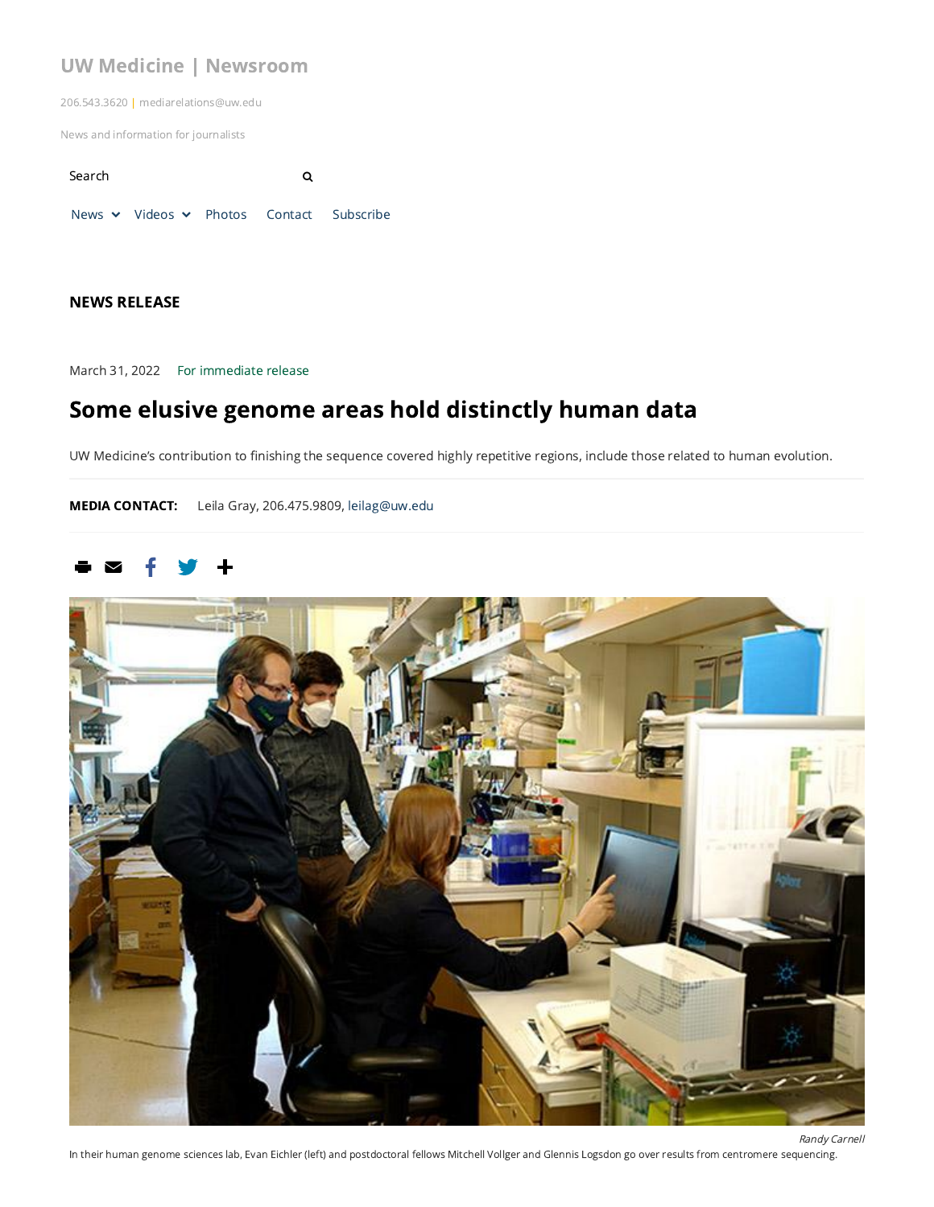UW Medicine | Newsroom

206.543.3620 | mediarelations@uw.edu

News and information for journalists

Search

News Videos Photos Contact Subscribe

**NEWS RELEASE**

March 31, 2022 For immediate release

# Some elusive genome areas hold distinctly human data

UW Medicine's contribution to finishing the sequence covered highly repetitive regions, include those related to human evolution.

**MEDIA CONTACT:** Leila Gray, 206.475.9809, leilag@uw.edu

*Randy Carnell*

In their human genome sciences lab, Evan Eichler (left) and postdoctoral fellows Mitchell Vollger and Glennis Logsdon go over results from centromere sequencing.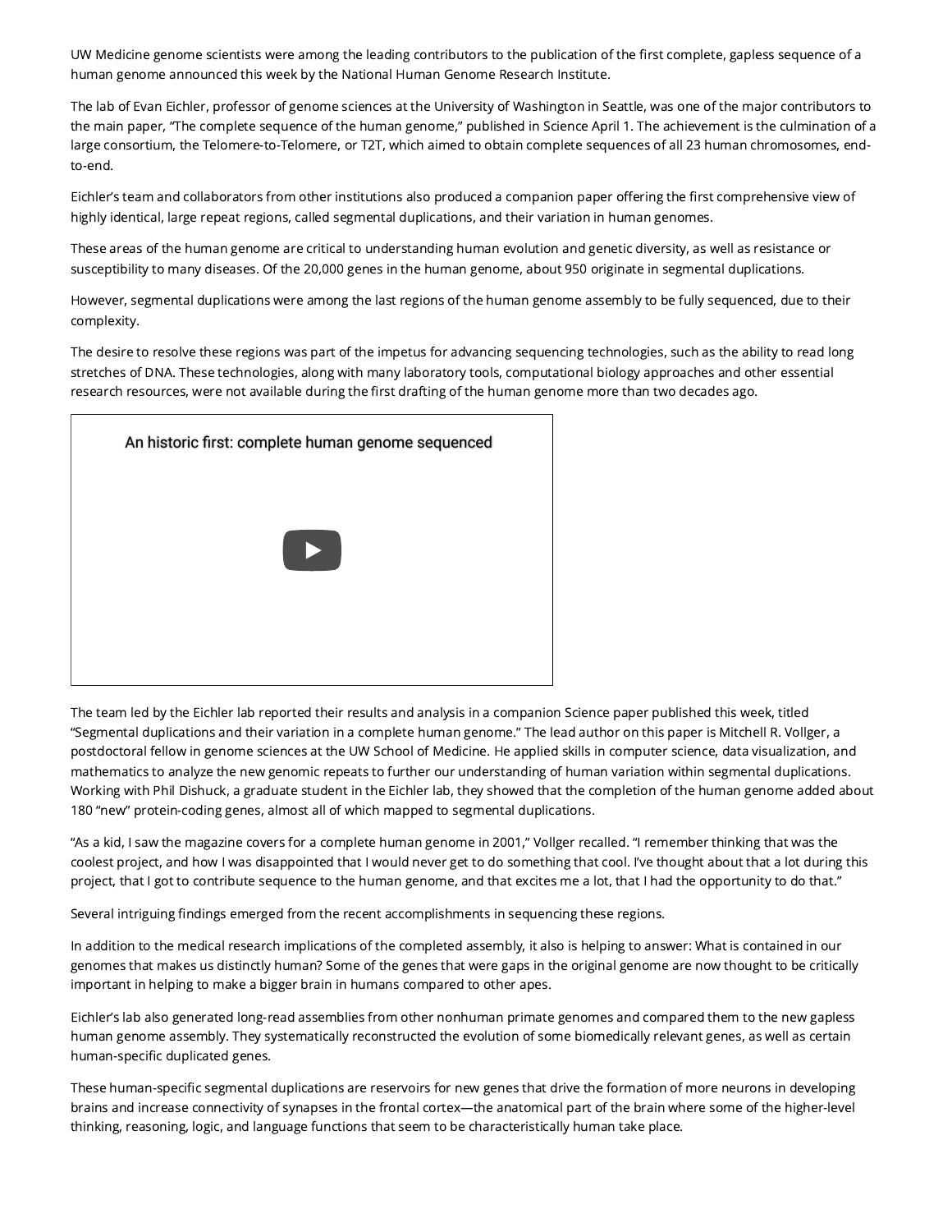UW Medicine genome scientists were among the leading contributors to the publication of the first complete, gapless sequence of a human genome announced this week by the National Human Genome Research Institute.

The lab of Evan Eichler, professor of genome sciences at the University of Washington in Seattle, was one of the major contributors to the main paper, "The complete sequence of the human genome," published in Science April 1. The achievement is the culmination of a large consortium, the Telomere-to-Telomere, or T2T, which aimed to obtain complete sequences of all 23 human chromosomes, end-to-end.

Eichler's team and collaborators from other institutions also produced a companion paper offering the first comprehensive view of highly identical, large repeat regions, called segmental duplications, and their variation in human genomes.

These areas of the human genome are critical to understanding human evolution and genetic diversity, as well as resistance or susceptibility to many diseases. Of the 20,000 genes in the human genome, about 950 originate in segmental duplications.

However, segmental duplications were among the last regions of the human genome assembly to be fully sequenced, due to their complexity.

The desire to resolve these regions was part of the impetus for advancing sequencing technologies, such as the ability to read long stretches of DNA. These technologies, along with many laboratory tools, computational biology approaches and other essential research resources, were not available during the first drafting of the human genome more than two decades ago.

An historic first: complete human genome sequenced

The team led by the Eichler lab reported their results and analysis in a companion Science paper published this week, titled "Segmental duplications and their variation in a complete human genome." The lead author on this paper is Mitchell R. Vollger, a postdoctoral fellow in genome sciences at the UW School of Medicine. He applied skills in computer science, data visualization, and mathematics to analyze the new genomic repeats to further our understanding of human variation within segmental duplications. Working with Phil Dishuck, a graduate student in the Eichler lab, they showed that the completion of the human genome added about 180 "new" protein-coding genes, almost all of which mapped to segmental duplications.

"As a kid, I saw the magazine covers for a complete human genome in 2001," Vollger recalled. "I remember thinking that was the coolest project, and how I was disappointed that I would never get to do something that cool. I've thought about that a lot during this project, that I got to contribute sequence to the human genome, and that excites me a lot, that I had the opportunity to do that."

Several intriguing findings emerged from the recent accomplishments in sequencing these regions.

In addition to the medical research implications of the completed assembly, it also is helping to answer: What is contained in our genomes that makes us distinctly human? Some of the genes that were gaps in the original genome are now thought to be critically important in helping to make a bigger brain in humans compared to other apes.

Eichler's lab also generated long-read assemblies from other nonhuman primate genomes and compared them to the new gapless human genome assembly. They systematically reconstructed the evolution of some biomedically relevant genes, as well as certain human-specific duplicated genes.

These human-specific segmental duplications are reservoirs for new genes that drive the formation of more neurons in developing brains and increase connectivity of synapses in the frontal cortex—the anatomical part of the brain where some of the higher-level thinking, reasoning, logic, and language functions that seem to be characteristically human take place.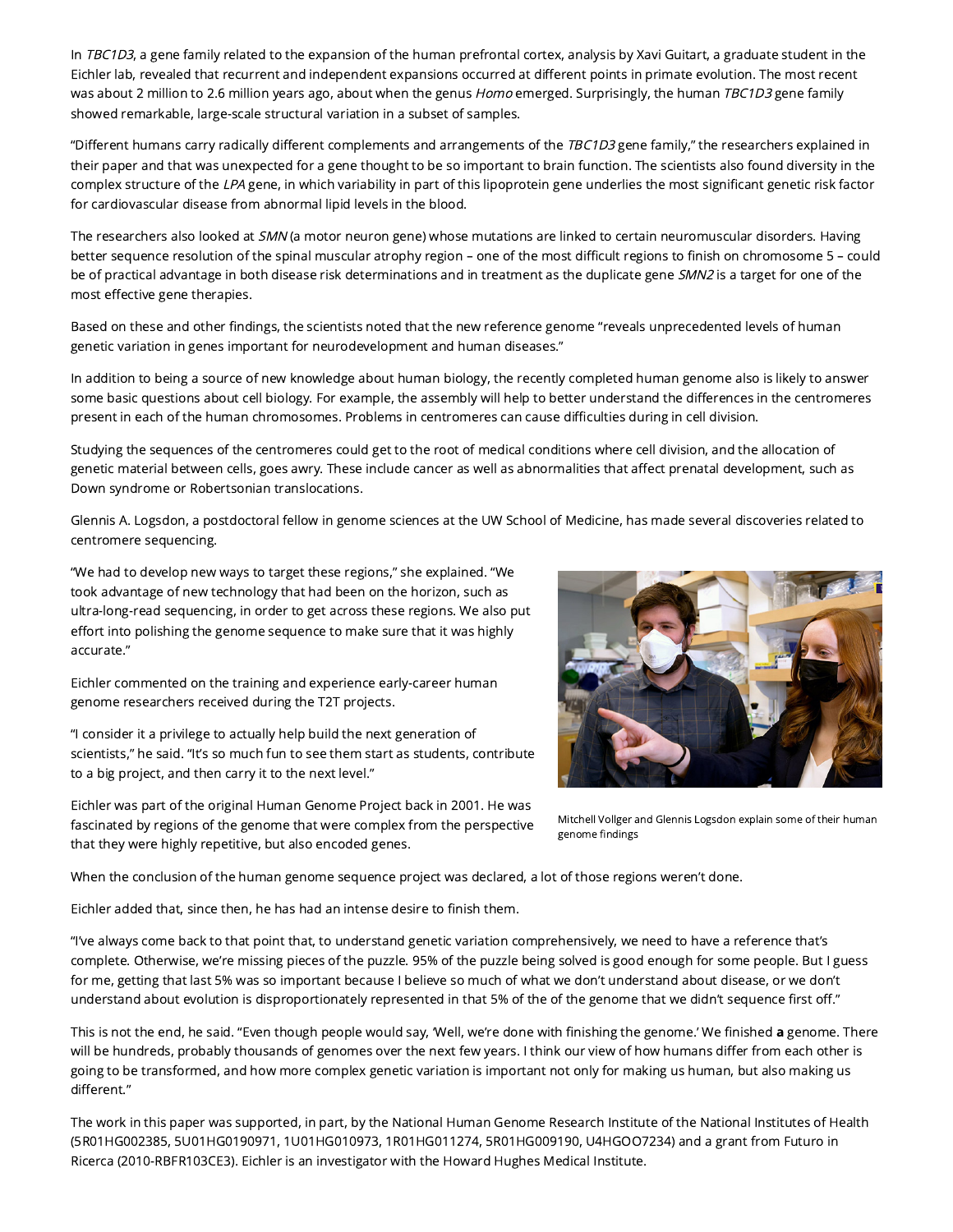In *TBC1D3*, a gene family related to the expansion of the human prefrontal cortex, analysis by Xavi Guitart, a graduate student in the Eichler lab, revealed that recurrent and independent expansions occurred at different points in primate evolution. The most recent was about 2 million to 2.6 million years ago, about when the genus *Homo* emerged. Surprisingly, the human *TBC1D3* gene family showed remarkable, large-scale structural variation in a subset of samples.

"Different humans carry radically different complements and arrangements of the *TBC1D3* gene family," the researchers explained in their paper and that was unexpected for a gene thought to be so important to brain function. The scientists also found diversity in the complex structure of the *LPA* gene, in which variability in part of this lipoprotein gene underlies the most significant genetic risk factor for cardiovascular disease from abnormal lipid levels in the blood.

The researchers also looked at *SMN* (a motor neuron gene) whose mutations are linked to certain neuromuscular disorders. Having better sequence resolution of the spinal muscular atrophy region – one of the most difficult regions to finish on chromosome 5 – could be of practical advantage in both disease risk determinations and in treatment as the duplicate gene *SMN2* is a target for one of the most effective gene therapies.

Based on these and other findings, the scientists noted that the new reference genome "reveals unprecedented levels of human genetic variation in genes important for neurodevelopment and human diseases."

In addition to being a source of new knowledge about human biology, the recently completed human genome also is likely to answer some basic questions about cell biology. For example, the assembly will help to better understand the differences in the centromeres present in each of the human chromosomes. Problems in centromeres can cause difficulties during in cell division.

Studying the sequences of the centromeres could get to the root of medical conditions where cell division, and the allocation of genetic material between cells, goes awry. These include cancer as well as abnormalities that affect prenatal development, such as Down syndrome or Robertsonian translocations.

Glennis A. Logsdon, a postdoctoral fellow in genome sciences at the UW School of Medicine, has made several discoveries related to centromere sequencing.

"We had to develop new ways to target these regions," she explained. "We took advantage of new technology that had been on the horizon, such as ultra-long-read sequencing, in order to get across these regions. We also put effort into polishing the genome sequence to make sure that it was highly accurate."

Eichler commented on the training and experience early-career human genome researchers received during the T2T projects.

"I consider it a privilege to actually help build the next generation of scientists," he said. "It's so much fun to see them start as students, contribute to a big project, and then carry it to the next level."

Eichler was part of the original Human Genome Project back in 2001. He was fascinated by regions of the genome that were complex from the perspective that they were highly repetitive, but also encoded genes.

Mitchell Vollger and Glennis Logsdon explain some of their human genome findings

When the conclusion of the human genome sequence project was declared, a lot of those regions weren't done.

Eichler added that, since then, he has had an intense desire to finish them.

"I've always come back to that point that, to understand genetic variation comprehensively, we need to have a reference that's complete. Otherwise, we're missing pieces of the puzzle. 95% of the puzzle being solved is good enough for some people. But I guess for me, getting that last 5% was so important because I believe so much of what we don't understand about disease, or we don't understand about evolution is disproportionately represented in that 5% of the of the genome that we didn't sequence first off."

This is not the end, he said. "Even though people would say, 'Well, we're done with finishing the genome.' We finished **a** genome. There will be hundreds, probably thousands of genomes over the next few years. I think our view of how humans differ from each other is going to be transformed, and how more complex genetic variation is important not only for making us human, but also making us different."

The work in this paper was supported, in part, by the National Human Genome Research Institute of the National Institutes of Health (5R01HG002385, 5U01HG0190971, 1U01HG010973, 1R01HG011274, 5R01HG009190, U4HGOO7234) and a grant from Futuro in Ricerca (2010-RBFR103CE3). Eichler is an investigator with the Howard Hughes Medical Institute.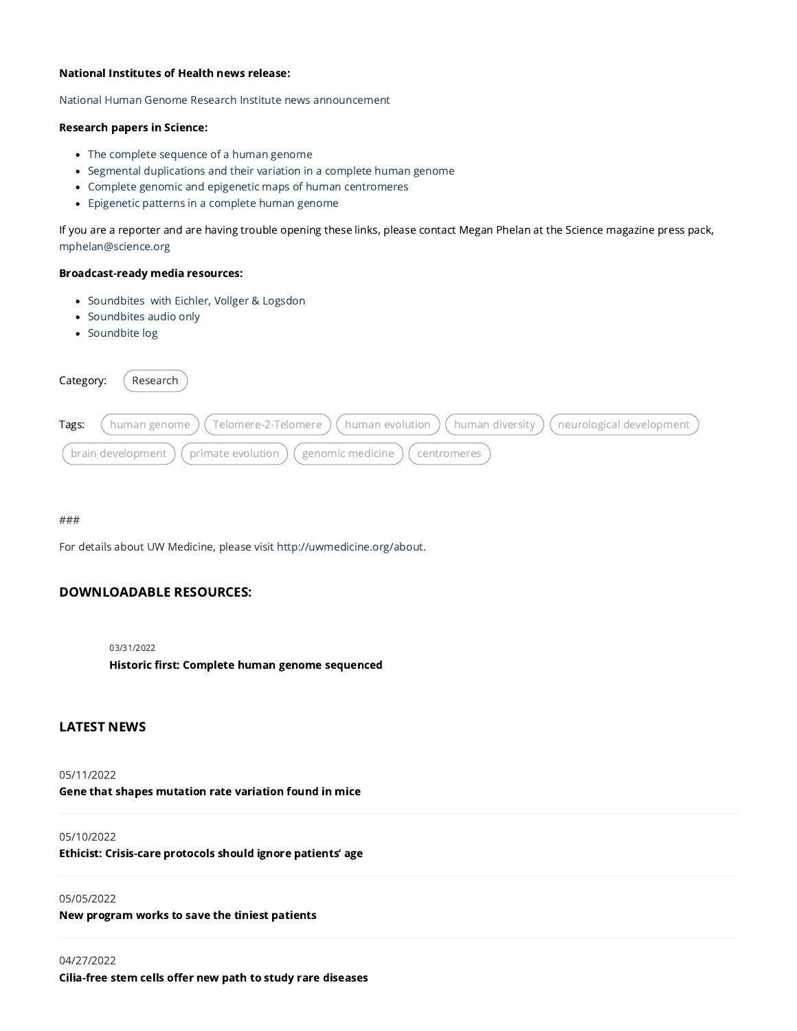**National Institutes of Health news release:**

National Human Genome Research Institute news announcement

**Research papers in Science:**

- The complete sequence of a human genome
- Segmental duplications and their variation in a complete human genome
- Complete genomic and epigenetic maps of human centromeres
- Epigenetic patterns in a complete human genome

If you are a reporter and are having trouble opening these links, please contact Megan Phelan at the Science magazine press pack, mphelan@science.org

**Broadcast-ready media resources:**

- Soundbites with Eichler, Vollger & Logsdon
- Soundbites audio only
- Soundbite log

Category: Research

Tags: human genome, Telomere-2-Telomere, human evolution, human diversity, neurological development, brain development, primate evolution, genomic medicine, centromeres

###

For details about UW Medicine, please visit http://uwmedicine.org/about.

## DOWNLOADABLE RESOURCES:

03/31/2022

**Historic first: Complete human genome sequenced**

## LATEST NEWS

05/11/2022

**Gene that shapes mutation rate variation found in mice**

05/10/2022

**Ethicist: Crisis-care protocols should ignore patients' age**

05/05/2022

**New program works to save the tiniest patients**

04/27/2022

**Cilia-free stem cells offer new path to study rare diseases**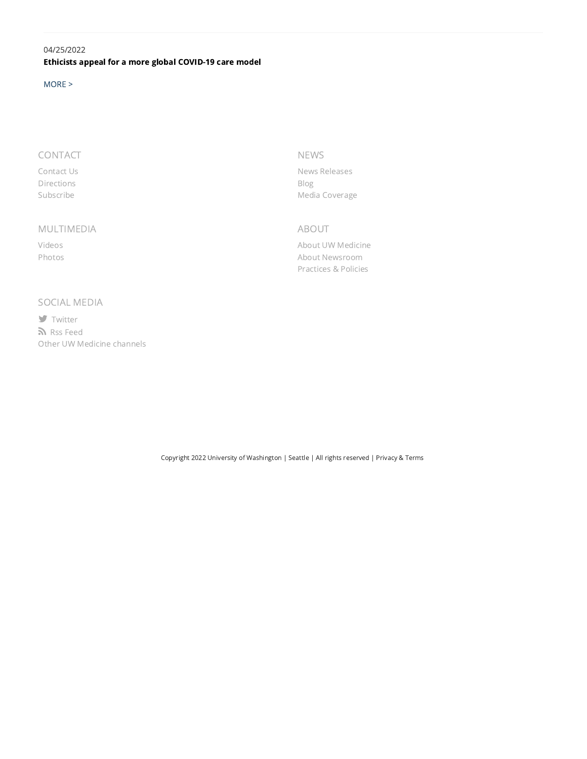04/25/2022

**Ethicists appeal for a more global COVID-19 care model**

MORE >

## CONTACT

Contact Us
Directions
Subscribe

## NEWS

News Releases
Blog
Media Coverage

## MULTIMEDIA

Videos
Photos

## ABOUT

About UW Medicine
About Newsroom
Practices & Policies

## SOCIAL MEDIA

Twitter
Rss Feed
Other UW Medicine channels

Copyright 2022 University of Washington | Seattle | All rights reserved | Privacy & Terms